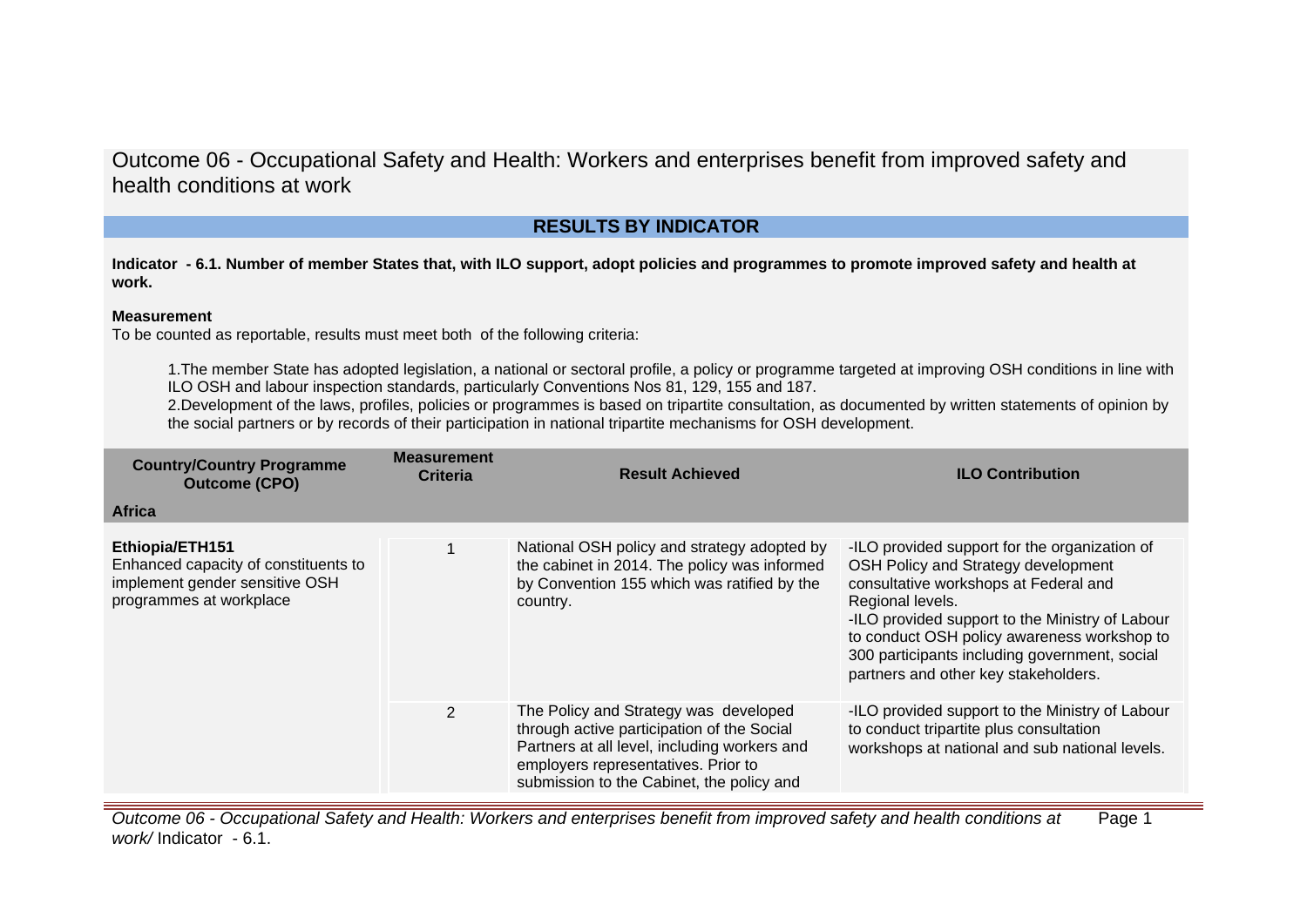# Outcome 06 - Occupational Safety and Health: Workers and enterprises benefit from improved safety and health conditions at work

## RESULTS BY INDICATOR

**Indicator - 6.1. Number of member States that, with ILO support, adopt policies and programmes to promote improved safety and health at work.**

**Measurement**

To be counted as reportable, results must meet both of the following criteria:

1. The member State has adopted legislation, a national or sectoral profile, a policy or programme targeted at improving OSH conditions in line with ILO OSH and labour inspection standards, particularly Conventions Nos 81, 129, 155 and 187.
2. Development of the laws, profiles, policies or programmes is based on tripartite consultation, as documented by written statements of opinion by the social partners or by records of their participation in national tripartite mechanisms for OSH development.

| Country/Country Programme Outcome (CPO) | Measurement Criteria | Result Achieved | ILO Contribution |
|---|---|---|---|
| **Africa** | | | |
| **Ethiopia/ETH151**<br>Enhanced capacity of constituents to implement gender sensitive OSH programmes at workplace | 1 | National OSH policy and strategy adopted by the cabinet in 2014. The policy was informed by Convention 155 which was ratified by the country. | -ILO provided support for the organization of OSH Policy and Strategy development consultative workshops at Federal and Regional levels.<br>-ILO provided support to the Ministry of Labour to conduct OSH policy awareness workshop to 300 participants including government, social partners and other key stakeholders. |
| | 2 | The Policy and Strategy was developed through active participation of the Social Partners at all level, including workers and employers representatives. Prior to submission to the Cabinet, the policy and | -ILO provided support to the Ministry of Labour to conduct tripartite plus consultation workshops at national and sub national levels. |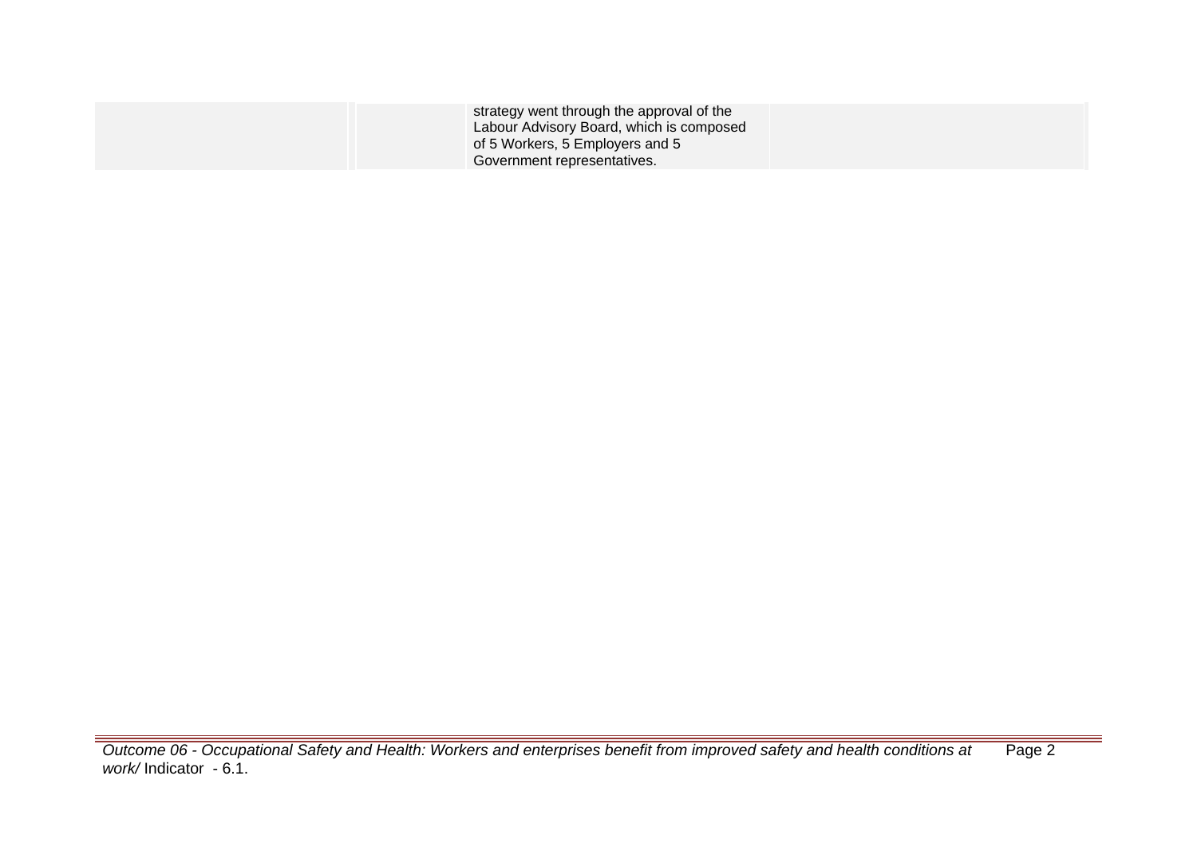| | | | | |
|---|---|---|---|---|
| | | | strategy went through the approval of the Labour Advisory Board, which is composed of 5 Workers, 5 Employers and 5 Government representatives. | |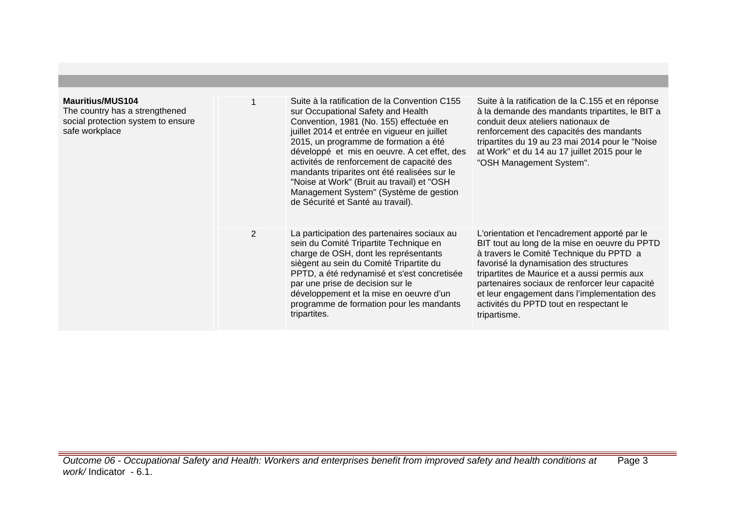| | | | |
|---|---|---|---|
| **Mauritius/MUS104**<br>The country has a strengthened social protection system to ensure safe workplace | 1 | Suite à la ratification de la Convention C155 sur Occupational Safety and Health Convention, 1981 (No. 155) effectuée en juillet 2014 et entrée en vigueur en juillet 2015, un programme de formation a été développé et mis en oeuvre. A cet effet, des activités de renforcement de capacité des mandants triparites ont été realisées sur le "Noise at Work" (Bruit au travail) et "OSH Management System" (Système de gestion de Sécurité et Santé au travail). | Suite à la ratification de la C.155 et en réponse à la demande des mandants tripartites, le BIT a conduit deux ateliers nationaux de renforcement des capacités des mandants tripartites du 19 au 23 mai 2014 pour le "Noise at Work" et du 14 au 17 juillet 2015 pour le "OSH Management System". |
| | 2 | La participation des partenaires sociaux au sein du Comité Tripartite Technique en charge de OSH, dont les représentants siègent au sein du Comité Tripartite du PPTD, a été redynamisé et s'est concretisée par une prise de decision sur le développement et la mise en oeuvre d'un programme de formation pour les mandants tripartites. | L'orientation et l'encadrement apporté par le BIT tout au long de la mise en oeuvre du PPTD à travers le Comité Technique du PPTD a favorisé la dynamisation des structures tripartites de Maurice et a aussi permis aux partenaires sociaux de renforcer leur capacité et leur engagement dans l'implementation des activités du PPTD tout en respectant le tripartisme. |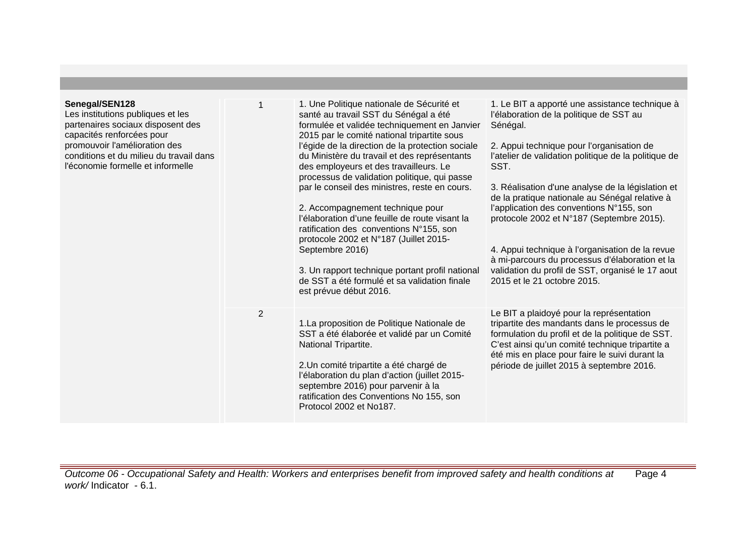| | | | |
|---|---|---|---|
| **Senegal/SEN128**<br>Les institutions publiques et les partenaires sociaux disposent des capacités renforcées pour promouvoir l'amélioration des conditions et du milieu du travail dans l'économie formelle et informelle | 1 | 1. Une Politique nationale de Sécurité et santé au travail SST du Sénégal a été formulée et validée techniquement en Janvier 2015 par le comité national tripartite sous l'égide de la direction de la protection sociale du Ministère du travail et des représentants des employeurs et des travailleurs. Le processus de validation politique, qui passe par le conseil des ministres, reste en cours.<br><br>2. Accompagnement technique pour l'élaboration d'une feuille de route visant la ratification des conventions N°155, son protocole 2002 et N°187 (Juillet 2015-Septembre 2016)<br><br>3. Un rapport technique portant profil national de SST a été formulé et sa validation finale est prévue début 2016. | 1. Le BIT a apporté une assistance technique à l'élaboration de la politique de SST au Sénégal.<br><br>2. Appui technique pour l'organisation de l'atelier de validation politique de la politique de SST.<br><br>3. Réalisation d'une analyse de la législation et de la pratique nationale au Sénégal relative à l'application des conventions N°155, son protocole 2002 et N°187 (Septembre 2015).<br><br>4. Appui technique à l'organisation de la revue à mi-parcours du processus d'élaboration et la validation du profil de SST, organisé le 17 aout 2015 et le 21 octobre 2015. |
| | 2 | 1.La proposition de Politique Nationale de SST a été élaborée et validé par un Comité National Tripartite.<br><br>2.Un comité tripartite a été chargé de l'élaboration du plan d'action (juillet 2015-septembre 2016) pour parvenir à la ratification des Conventions No 155, son Protocol 2002 et No187. | Le BIT a plaidoyé pour la représentation tripartite des mandants dans le processus de formulation du profil et de la politique de SST. C'est ainsi qu'un comité technique tripartite a été mis en place pour faire le suivi durant la période de juillet 2015 à septembre 2016. |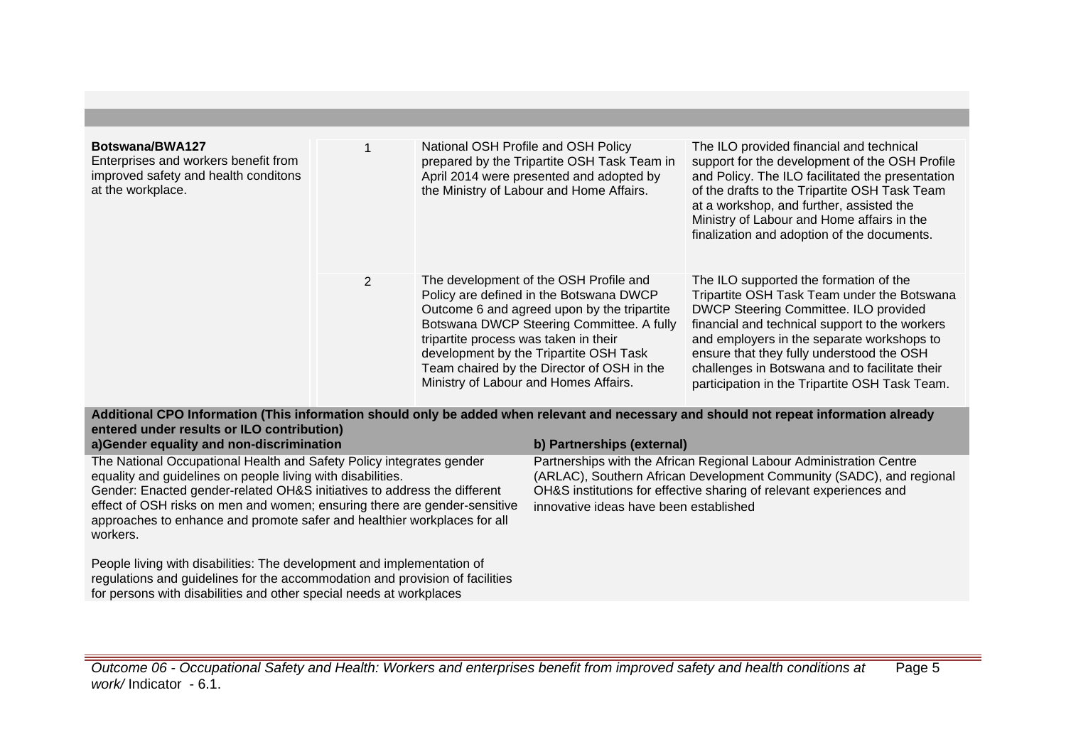| | | | |
|---|---|---|---|
| **Botswana/BWA127**<br>Enterprises and workers benefit from improved safety and health conditons at the workplace. | 1 | National OSH Profile and OSH Policy prepared by the Tripartite OSH Task Team in April 2014 were presented and adopted by the Ministry of Labour and Home Affairs. | The ILO provided financial and technical support for the development of the OSH Profile and Policy. The ILO facilitated the presentation of the drafts to the Tripartite OSH Task Team at a workshop, and further, assisted the Ministry of Labour and Home affairs in the finalization and adoption of the documents. |
| | 2 | The development of the OSH Profile and Policy are defined in the Botswana DWCP Outcome 6 and agreed upon by the tripartite Botswana DWCP Steering Committee. A fully tripartite process was taken in their development by the Tripartite OSH Task Team chaired by the Director of OSH in the Ministry of Labour and Homes Affairs. | The ILO supported the formation of the Tripartite OSH Task Team under the Botswana DWCP Steering Committee. ILO provided financial and technical support to the workers and employers in the separate workshops to ensure that they fully understood the OSH challenges in Botswana and to facilitate their participation in the Tripartite OSH Task Team. |

**Additional CPO Information (This information should only be added when relevant and necessary and should not repeat information already entered under results or ILO contribution)**

| a)Gender equality and non-discrimination | b) Partnerships (external) |
|---|---|
| The National Occupational Health and Safety Policy integrates gender equality and guidelines on people living with disabilities.<br>Gender: Enacted gender-related OH&S initiatives to address the different effect of OSH risks on men and women; ensuring there are gender-sensitive approaches to enhance and promote safer and healthier workplaces for all workers.<br><br>People living with disabilities: The development and implementation of regulations and guidelines for the accommodation and provision of facilities for persons with disabilities and other special needs at workplaces | Partnerships with the African Regional Labour Administration Centre (ARLAC), Southern African Development Community (SADC), and regional OH&S institutions for effective sharing of relevant experiences and innovative ideas have been established |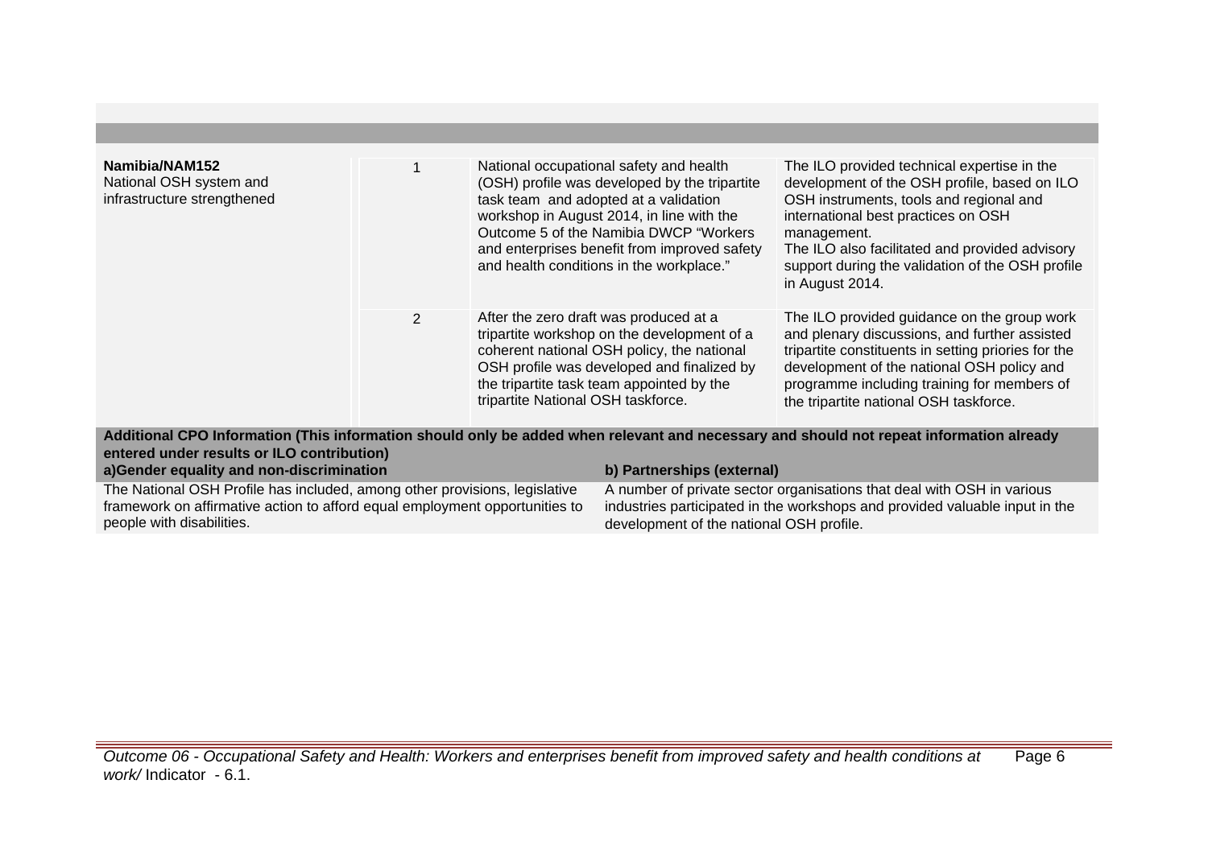| | | | |
|---|---|---|---|
| **Namibia/NAM152**<br>National OSH system and infrastructure strengthened | 1 | National occupational safety and health (OSH) profile was developed by the tripartite task team and adopted at a validation workshop in August 2014, in line with the Outcome 5 of the Namibia DWCP "Workers and enterprises benefit from improved safety and health conditions in the workplace." | The ILO provided technical expertise in the development of the OSH profile, based on ILO OSH instruments, tools and regional and international best practices on OSH management.<br>The ILO also facilitated and provided advisory support during the validation of the OSH profile in August 2014. |
| | 2 | After the zero draft was produced at a tripartite workshop on the development of a coherent national OSH policy, the national OSH profile was developed and finalized by the tripartite task team appointed by the tripartite National OSH taskforce. | The ILO provided guidance on the group work and plenary discussions, and further assisted tripartite constituents in setting priories for the development of the national OSH policy and programme including training for members of the tripartite national OSH taskforce. |

**Additional CPO Information (This information should only be added when relevant and necessary and should not repeat information already entered under results or ILO contribution)**

| a)Gender equality and non-discrimination | b) Partnerships (external) |
|---|---|
| The National OSH Profile has included, among other provisions, legislative framework on affirmative action to afford equal employment opportunities to people with disabilities. | A number of private sector organisations that deal with OSH in various industries participated in the workshops and provided valuable input in the development of the national OSH profile. |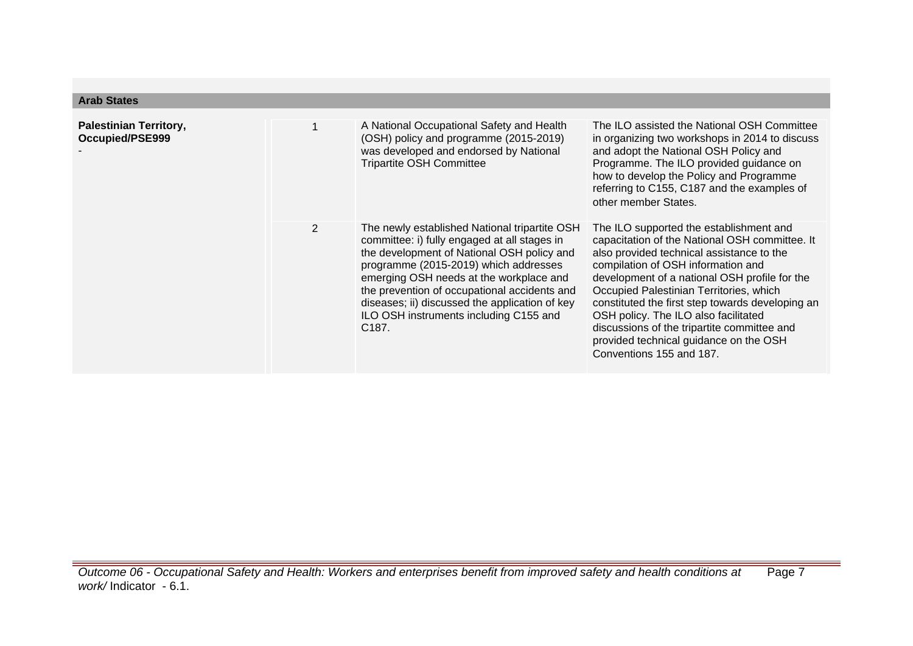**Arab States**

| | | | |
|---|---|---|---|
| **Palestinian Territory, Occupied/PSE999**<br>- | 1 | A National Occupational Safety and Health (OSH) policy and programme (2015-2019) was developed and endorsed by National Tripartite OSH Committee | The ILO assisted the National OSH Committee in organizing two workshops in 2014 to discuss and adopt the National OSH Policy and Programme. The ILO provided guidance on how to develop the Policy and Programme referring to C155, C187 and the examples of other member States. |
| | 2 | The newly established National tripartite OSH committee: i) fully engaged at all stages in the development of National OSH policy and programme (2015-2019) which addresses emerging OSH needs at the workplace and the prevention of occupational accidents and diseases; ii) discussed the application of key ILO OSH instruments including C155 and C187. | The ILO supported the establishment and capacitation of the National OSH committee. It also provided technical assistance to the compilation of OSH information and development of a national OSH profile for the Occupied Palestinian Territories, which constituted the first step towards developing an OSH policy. The ILO also facilitated discussions of the tripartite committee and provided technical guidance on the OSH Conventions 155 and 187. |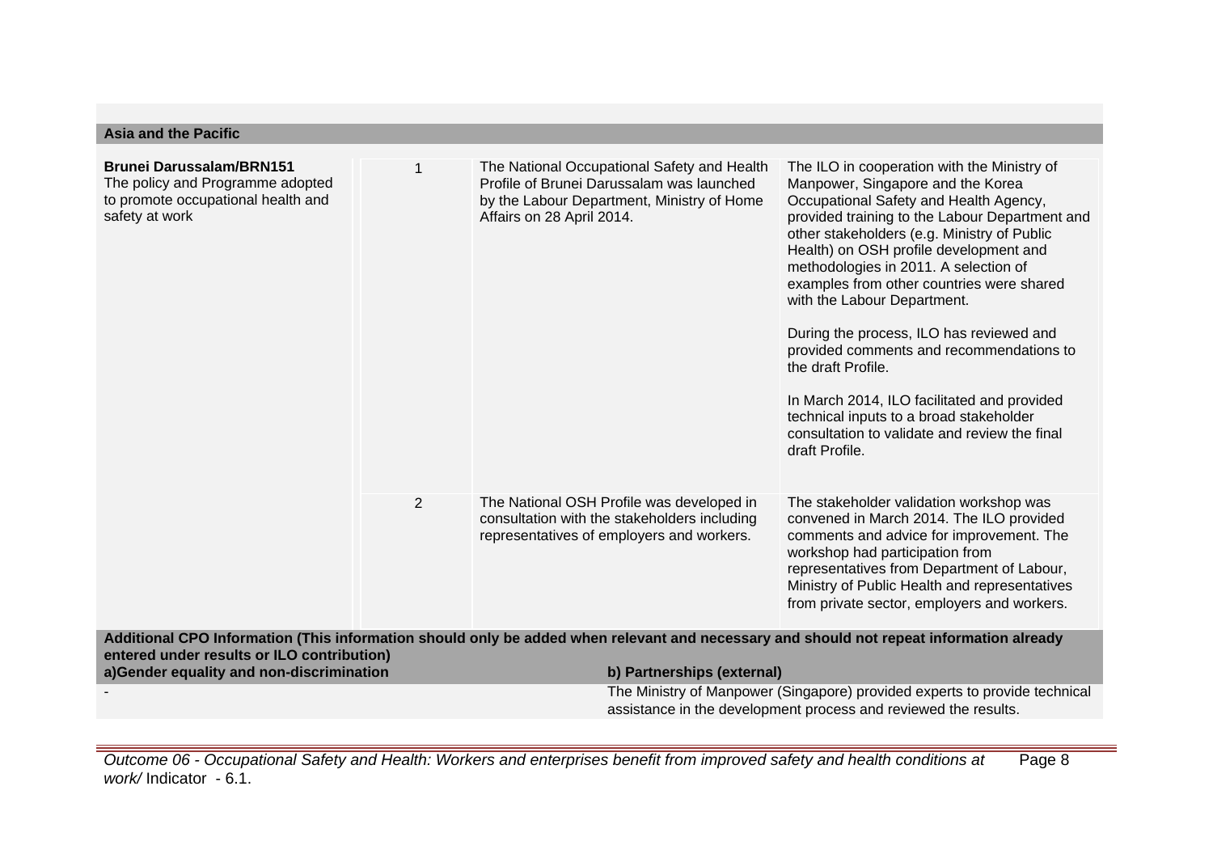**Asia and the Pacific**

| | | | |
|---|---|---|---|
| **Brunei Darussalam/BRN151**<br>The policy and Programme adopted to promote occupational health and safety at work | 1 | The National Occupational Safety and Health Profile of Brunei Darussalam was launched by the Labour Department, Ministry of Home Affairs on 28 April 2014. | The ILO in cooperation with the Ministry of Manpower, Singapore and the Korea Occupational Safety and Health Agency, provided training to the Labour Department and other stakeholders (e.g. Ministry of Public Health) on OSH profile development and methodologies in 2011. A selection of examples from other countries were shared with the Labour Department.<br><br>During the process, ILO has reviewed and provided comments and recommendations to the draft Profile.<br><br>In March 2014, ILO facilitated and provided technical inputs to a broad stakeholder consultation to validate and review the final draft Profile. |
| | 2 | The National OSH Profile was developed in consultation with the stakeholders including representatives of employers and workers. | The stakeholder validation workshop was convened in March 2014. The ILO provided comments and advice for improvement. The workshop had participation from representatives from Department of Labour, Ministry of Public Health and representatives from private sector, employers and workers. |

**Additional CPO Information (This information should only be added when relevant and necessary and should not repeat information already entered under results or ILO contribution)**

| **a)Gender equality and non-discrimination** | **b) Partnerships (external)** |
|---|---|
| - | The Ministry of Manpower (Singapore) provided experts to provide technical assistance in the development process and reviewed the results. |

*Outcome 06 - Occupational Safety and Health: Workers and enterprises benefit from improved safety and health conditions at work/* Indicator - 6.1.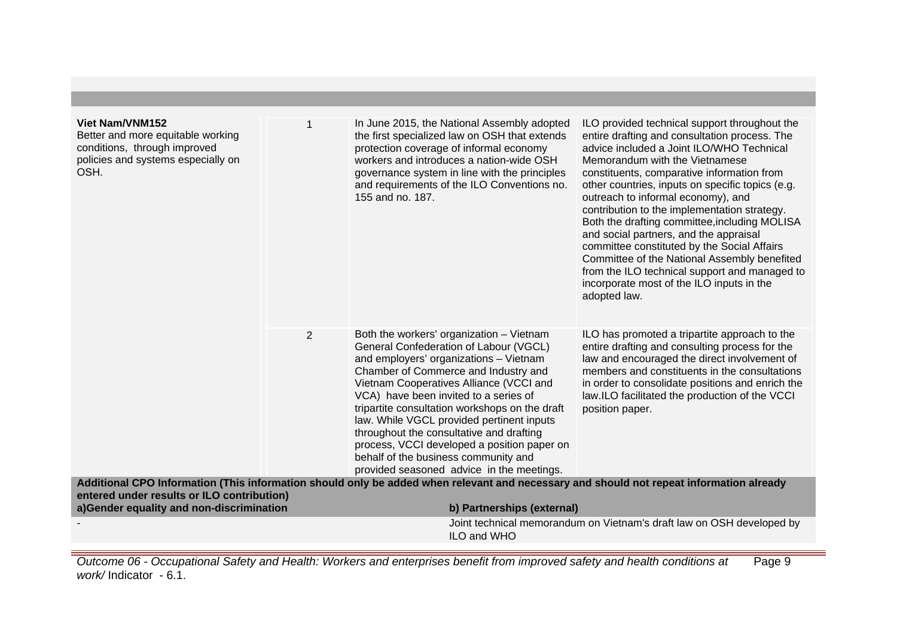| | | | |
|---|---|---|---|
| **Viet Nam/VNM152**<br>Better and more equitable working conditions, through improved policies and systems especially on OSH. | 1 | In June 2015, the National Assembly adopted the first specialized law on OSH that extends protection coverage of informal economy workers and introduces a nation-wide OSH governance system in line with the principles and requirements of the ILO Conventions no. 155 and no. 187. | ILO provided technical support throughout the entire drafting and consultation process. The advice included a Joint ILO/WHO Technical Memorandum with the Vietnamese constituents, comparative information from other countries, inputs on specific topics (e.g. outreach to informal economy), and contribution to the implementation strategy. Both the drafting committee,including MOLISA and social partners, and the appraisal committee constituted by the Social Affairs Committee of the National Assembly benefited from the ILO technical support and managed to incorporate most of the ILO inputs in the adopted law. |
| | 2 | Both the workers' organization – Vietnam General Confederation of Labour (VGCL) and employers' organizations – Vietnam Chamber of Commerce and Industry and Vietnam Cooperatives Alliance (VCCI and VCA) have been invited to a series of tripartite consultation workshops on the draft law. While VGCL provided pertinent inputs throughout the consultative and drafting process, VCCI developed a position paper on behalf of the business community and provided seasoned advice in the meetings. | ILO has promoted a tripartite approach to the entire drafting and consulting process for the law and encouraged the direct involvement of members and constituents in the consultations in order to consolidate positions and enrich the law.ILO facilitated the production of the VCCI position paper. |

**Additional CPO Information (This information should only be added when relevant and necessary and should not repeat information already entered under results or ILO contribution)**

| a)Gender equality and non-discrimination | b) Partnerships (external) |
|---|---|
| - | Joint technical memorandum on Vietnam's draft law on OSH developed by ILO and WHO |

*Outcome 06 - Occupational Safety and Health: Workers and enterprises benefit from improved safety and health conditions at work/* Indicator - 6.1.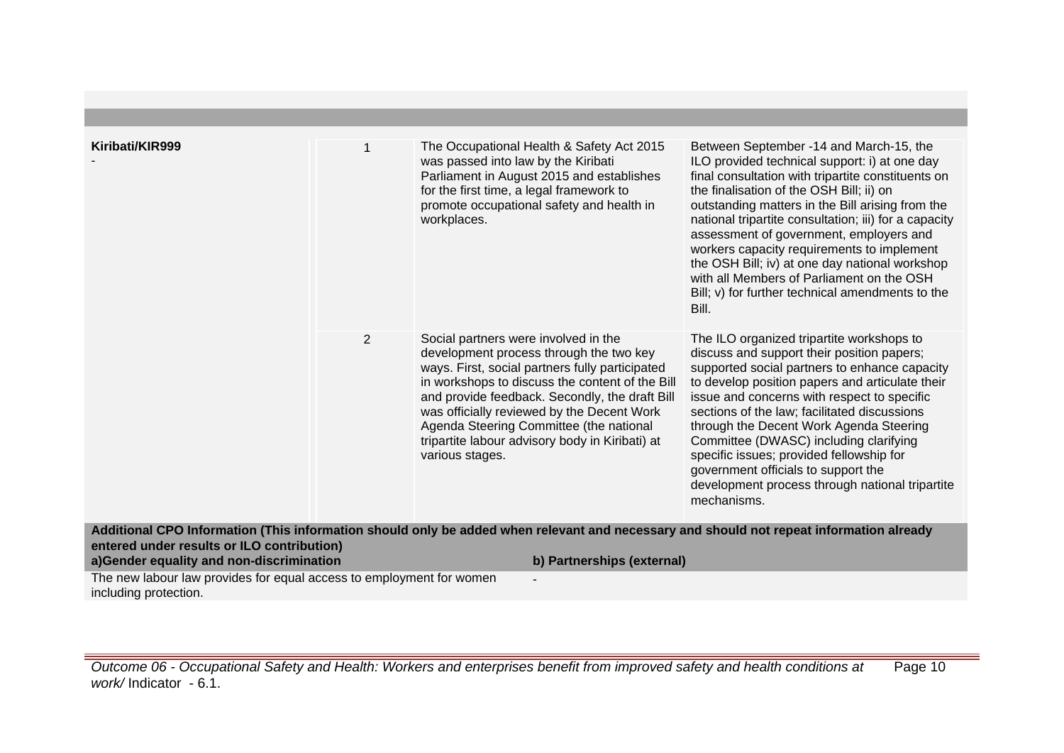| Country/CPO | # | Result | ILO contribution |
|---|---|---|---|
| **Kiribati/KIR999**<br>- | 1 | The Occupational Health & Safety Act 2015 was passed into law by the Kiribati Parliament in August 2015 and establishes for the first time, a legal framework to promote occupational safety and health in workplaces. | Between September -14 and March-15, the ILO provided technical support: i) at one day final consultation with tripartite constituents on the finalisation of the OSH Bill; ii) on outstanding matters in the Bill arising from the national tripartite consultation; iii) for a capacity assessment of government, employers and workers capacity requirements to implement the OSH Bill; iv) at one day national workshop with all Members of Parliament on the OSH Bill; v) for further technical amendments to the Bill. |
| | 2 | Social partners were involved in the development process through the two key ways. First, social partners fully participated in workshops to discuss the content of the Bill and provide feedback. Secondly, the draft Bill was officially reviewed by the Decent Work Agenda Steering Committee (the national tripartite labour advisory body in Kiribati) at various stages. | The ILO organized tripartite workshops to discuss and support their position papers; supported social partners to enhance capacity to develop position papers and articulate their issue and concerns with respect to specific sections of the law; facilitated discussions through the Decent Work Agenda Steering Committee (DWASC) including clarifying specific issues; provided fellowship for government officials to support the development process through national tripartite mechanisms. |

**Additional CPO Information (This information should only be added when relevant and necessary and should not repeat information already entered under results or ILO contribution)**

| a)Gender equality and non-discrimination | b) Partnerships (external) |
|---|---|
| The new labour law provides for equal access to employment for women including protection. | - |

*Outcome 06 - Occupational Safety and Health: Workers and enterprises benefit from improved safety and health conditions at work/* Indicator - 6.1.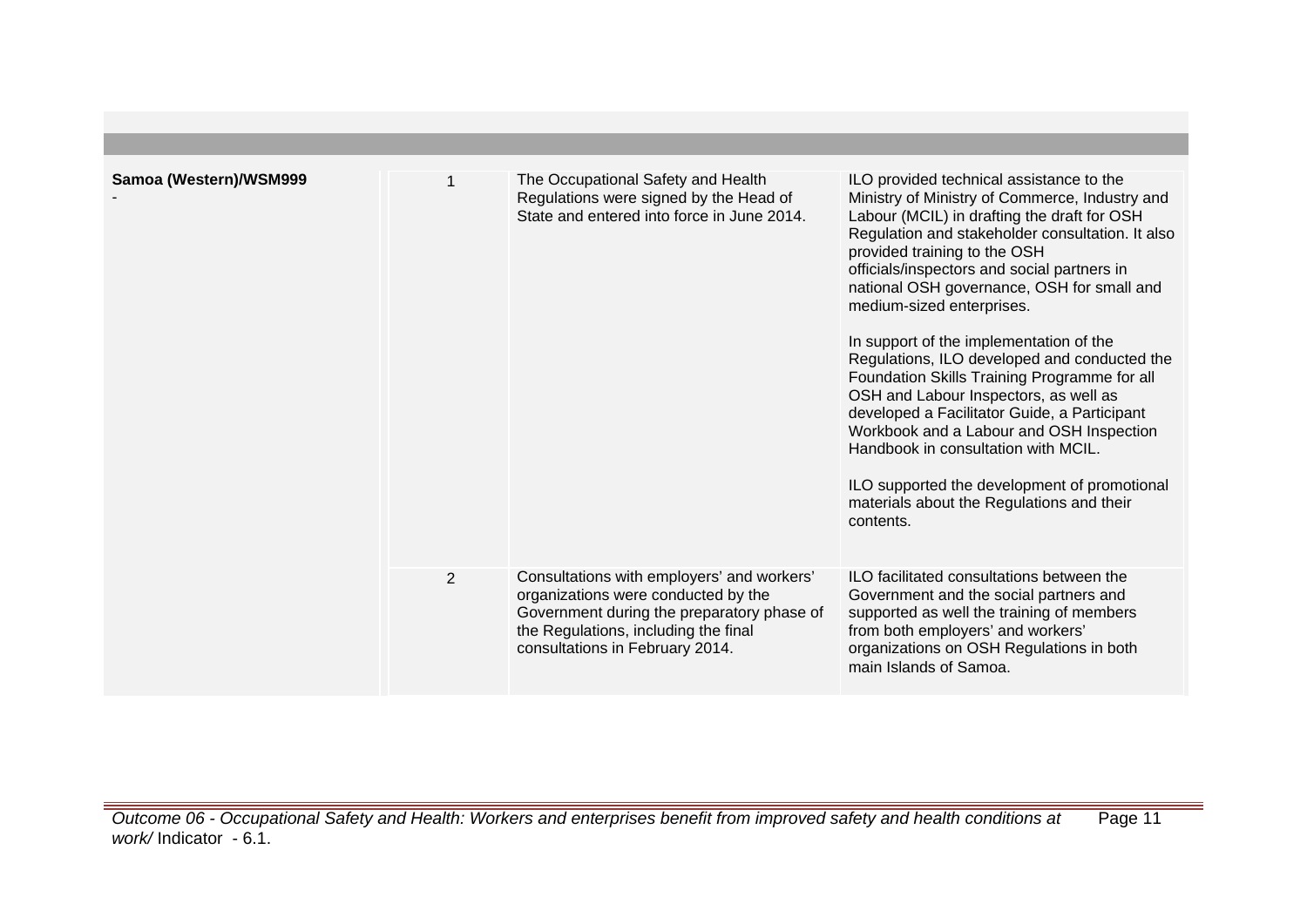| | | | |
|---|---|---|---|
| **Samoa (Western)/WSM999**<br>- | 1 | The Occupational Safety and Health Regulations were signed by the Head of State and entered into force in June 2014. | ILO provided technical assistance to the Ministry of Ministry of Commerce, Industry and Labour (MCIL) in drafting the draft for OSH Regulation and stakeholder consultation. It also provided training to the OSH officials/inspectors and social partners in national OSH governance, OSH for small and medium-sized enterprises.<br><br>In support of the implementation of the Regulations, ILO developed and conducted the Foundation Skills Training Programme for all OSH and Labour Inspectors, as well as developed a Facilitator Guide, a Participant Workbook and a Labour and OSH Inspection Handbook in consultation with MCIL.<br><br>ILO supported the development of promotional materials about the Regulations and their contents. |
| | 2 | Consultations with employers' and workers' organizations were conducted by the Government during the preparatory phase of the Regulations, including the final consultations in February 2014. | ILO facilitated consultations between the Government and the social partners and supported as well the training of members from both employers' and workers' organizations on OSH Regulations in both main Islands of Samoa. |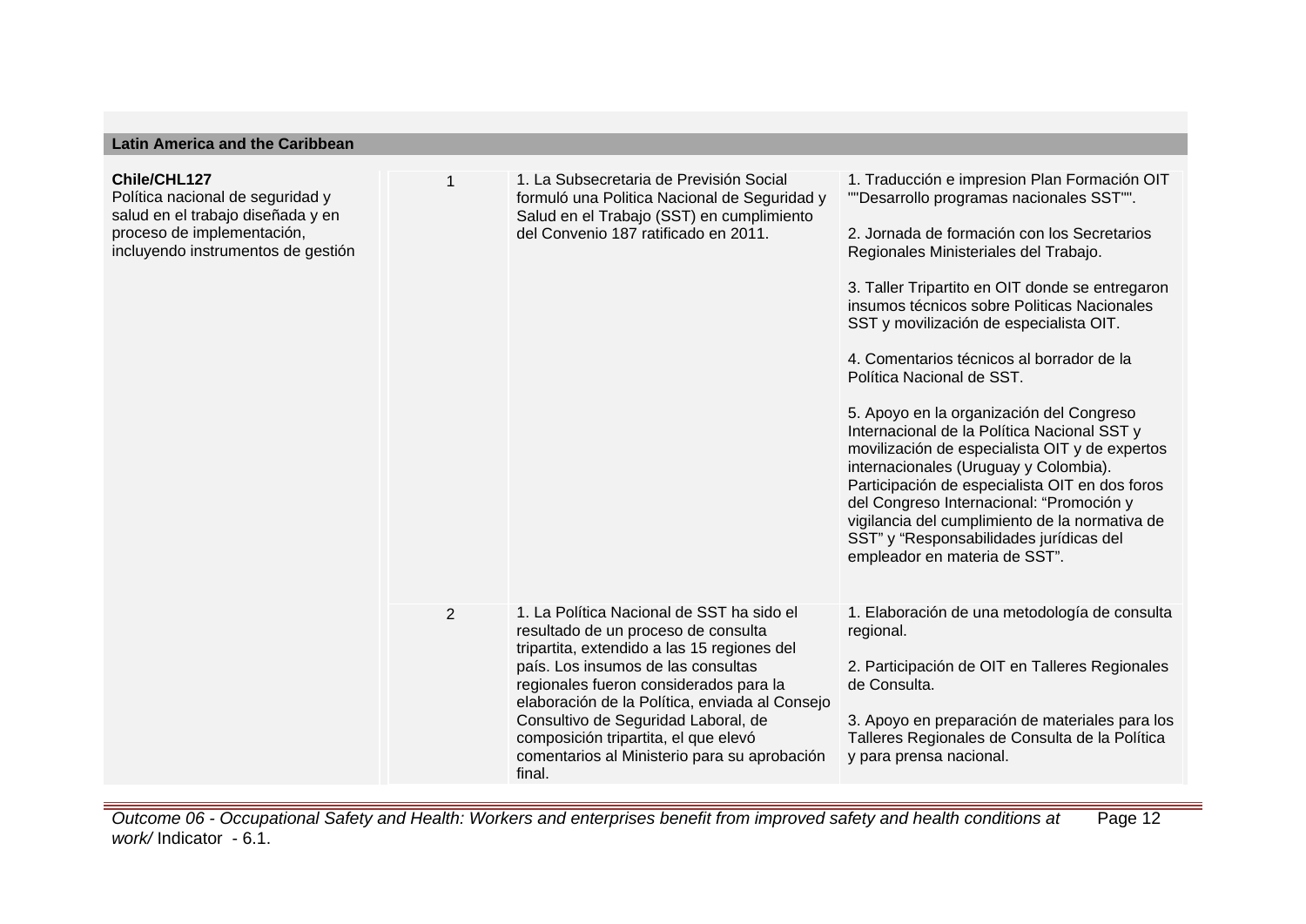## Latin America and the Caribbean

| | | | |
|---|---|---|---|
| **Chile/CHL127**<br>Política nacional de seguridad y salud en el trabajo diseñada y en proceso de implementación, incluyendo instrumentos de gestión | 1 | 1. La Subsecretaria de Previsión Social formuló una Politica Nacional de Seguridad y Salud en el Trabajo (SST) en cumplimiento del Convenio 187 ratificado en 2011. | 1. Traducción e impresion Plan Formación OIT ""Desarrollo programas nacionales SST"".<br><br>2. Jornada de formación con los Secretarios Regionales Ministeriales del Trabajo.<br><br>3. Taller Tripartito en OIT donde se entregaron insumos técnicos sobre Politicas Nacionales SST y movilización de especialista OIT.<br><br>4. Comentarios técnicos al borrador de la Política Nacional de SST.<br><br>5. Apoyo en la organización del Congreso Internacional de la Política Nacional SST y movilización de especialista OIT y de expertos internacionales (Uruguay y Colombia). Participación de especialista OIT en dos foros del Congreso Internacional: "Promoción y vigilancia del cumplimiento de la normativa de SST" y "Responsabilidades jurídicas del empleador en materia de SST". |
| | 2 | 1. La Política Nacional de SST ha sido el resultado de un proceso de consulta tripartita, extendido a las 15 regiones del país. Los insumos de las consultas regionales fueron considerados para la elaboración de la Política, enviada al Consejo Consultivo de Seguridad Laboral, de composición tripartita, el que elevó comentarios al Ministerio para su aprobación final. | 1. Elaboración de una metodología de consulta regional.<br><br>2. Participación de OIT en Talleres Regionales de Consulta.<br><br>3. Apoyo en preparación de materiales para los Talleres Regionales de Consulta de la Política y para prensa nacional. |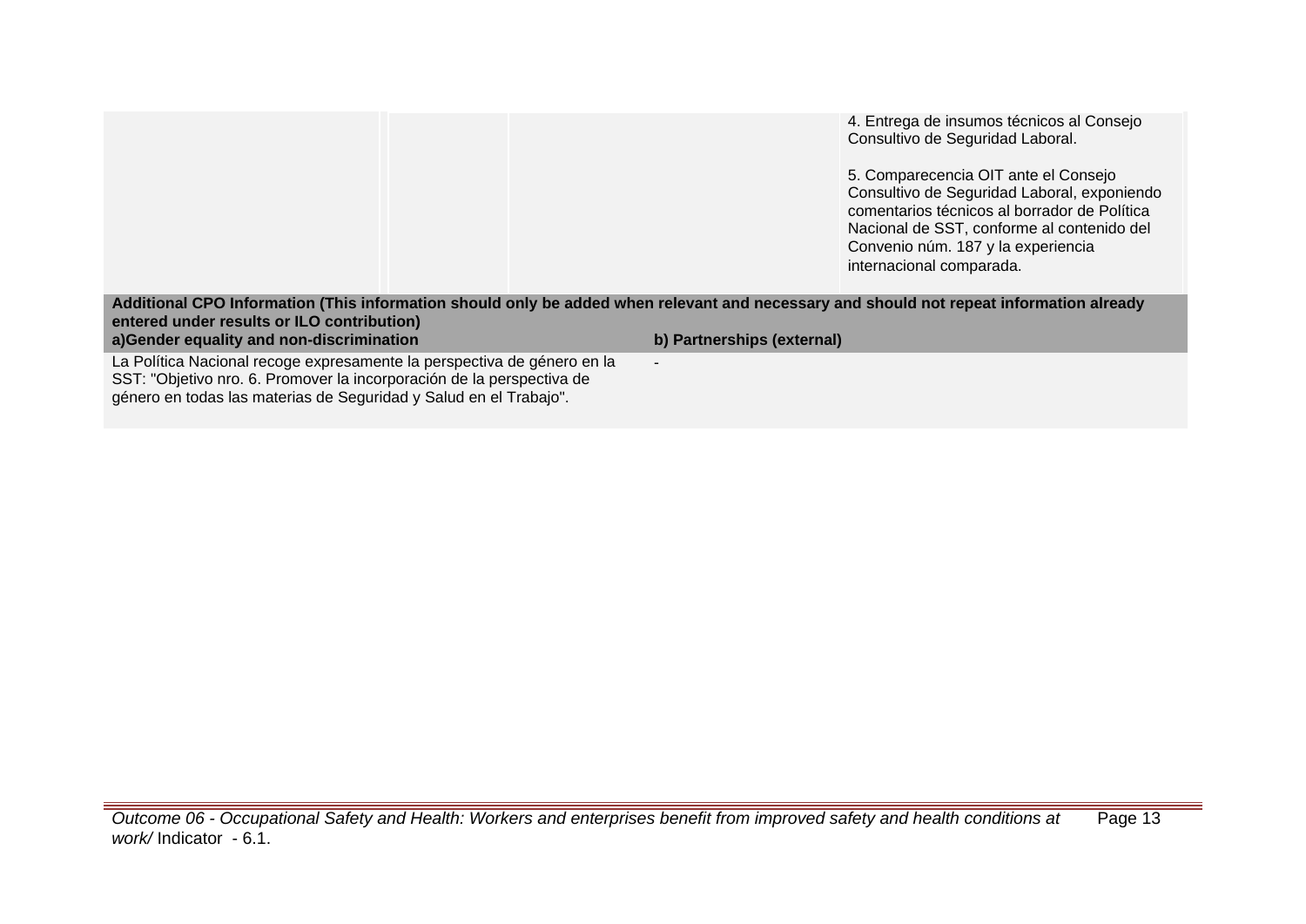| | | | |
|---|---|---|---|
| | | | 4. Entrega de insumos técnicos al Consejo Consultivo de Seguridad Laboral.<br><br>5. Comparecencia OIT ante el Consejo Consultivo de Seguridad Laboral, exponiendo comentarios técnicos al borrador de Política Nacional de SST, conforme al contenido del Convenio núm. 187 y la experiencia internacional comparada. |

**Additional CPO Information (This information should only be added when relevant and necessary and should not repeat information already entered under results or ILO contribution)**

| a)Gender equality and non-discrimination | b) Partnerships (external) |
|---|---|
| La Política Nacional recoge expresamente la perspectiva de género en la SST: "Objetivo nro. 6. Promover la incorporación de la perspectiva de género en todas las materias de Seguridad y Salud en el Trabajo". | - |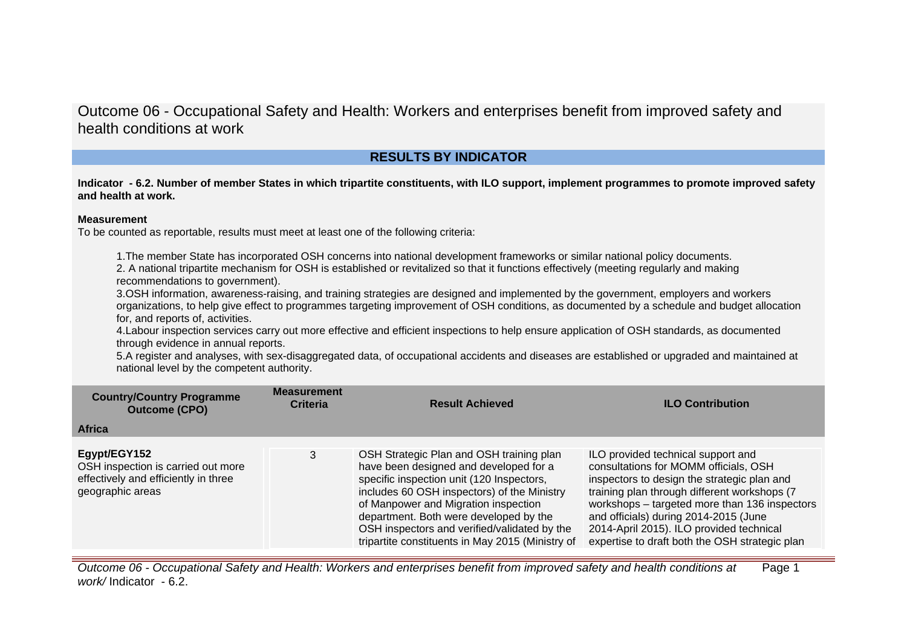# Outcome 06 - Occupational Safety and Health: Workers and enterprises benefit from improved safety and health conditions at work

## RESULTS BY INDICATOR

**Indicator - 6.2. Number of member States in which tripartite constituents, with ILO support, implement programmes to promote improved safety and health at work.**

**Measurement**

To be counted as reportable, results must meet at least one of the following criteria:

1.The member State has incorporated OSH concerns into national development frameworks or similar national policy documents.

2. A national tripartite mechanism for OSH is established or revitalized so that it functions effectively (meeting regularly and making recommendations to government).

3.OSH information, awareness-raising, and training strategies are designed and implemented by the government, employers and workers organizations, to help give effect to programmes targeting improvement of OSH conditions, as documented by a schedule and budget allocation for, and reports of, activities.

4.Labour inspection services carry out more effective and efficient inspections to help ensure application of OSH standards, as documented through evidence in annual reports.

5.A register and analyses, with sex-disaggregated data, of occupational accidents and diseases are established or upgraded and maintained at national level by the competent authority.

| Country/Country Programme Outcome (CPO) | Measurement Criteria | Result Achieved | ILO Contribution |
|---|---|---|---|
| **Africa** | | | |
| **Egypt/EGY152**<br>OSH inspection is carried out more effectively and efficiently in three geographic areas | 3 | OSH Strategic Plan and OSH training plan have been designed and developed for a specific inspection unit (120 Inspectors, includes 60 OSH inspectors) of the Ministry of Manpower and Migration inspection department. Both were developed by the OSH inspectors and verified/validated by the tripartite constituents in May 2015 (Ministry of | ILO provided technical support and consultations for MOMM officials, OSH inspectors to design the strategic plan and training plan through different workshops (7 workshops – targeted more than 136 inspectors and officials) during 2014-2015 (June 2014-April 2015). ILO provided technical expertise to draft both the OSH strategic plan |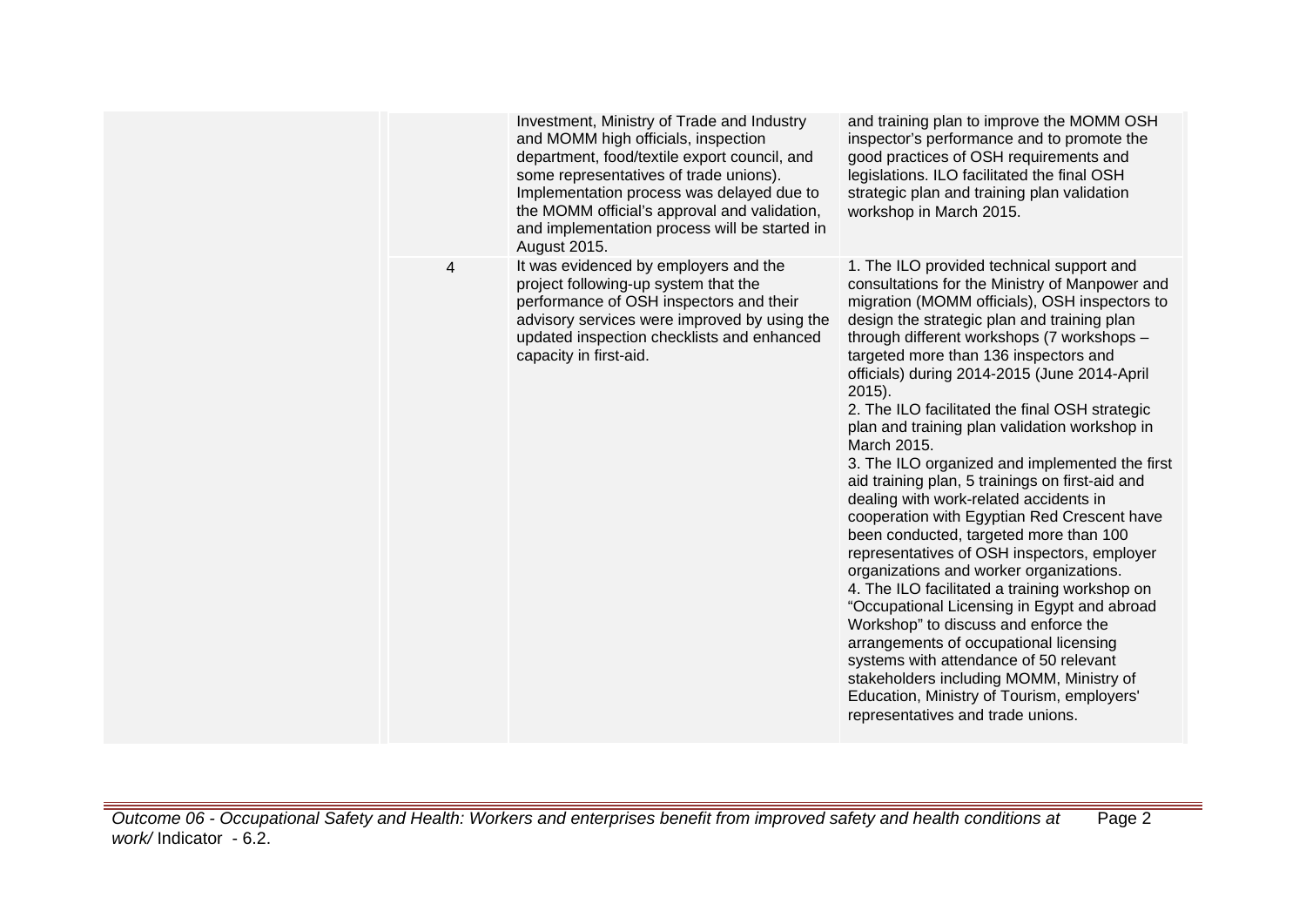| | | | |
|---|---|---|---|
| | | Investment, Ministry of Trade and Industry and MOMM high officials, inspection department, food/textile export council, and some representatives of trade unions). Implementation process was delayed due to the MOMM official's approval and validation, and implementation process will be started in August 2015. | and training plan to improve the MOMM OSH inspector's performance and to promote the good practices of OSH requirements and legislations. ILO facilitated the final OSH strategic plan and training plan validation workshop in March 2015. |
| | 4 | It was evidenced by employers and the project following-up system that the performance of OSH inspectors and their advisory services were improved by using the updated inspection checklists and enhanced capacity in first-aid. | 1. The ILO provided technical support and consultations for the Ministry of Manpower and migration (MOMM officials), OSH inspectors to design the strategic plan and training plan through different workshops (7 workshops – targeted more than 136 inspectors and officials) during 2014-2015 (June 2014-April 2015).<br>2. The ILO facilitated the final OSH strategic plan and training plan validation workshop in March 2015.<br>3. The ILO organized and implemented the first aid training plan, 5 trainings on first-aid and dealing with work-related accidents in cooperation with Egyptian Red Crescent have been conducted, targeted more than 100 representatives of OSH inspectors, employer organizations and worker organizations.<br>4. The ILO facilitated a training workshop on "Occupational Licensing in Egypt and abroad Workshop" to discuss and enforce the arrangements of occupational licensing systems with attendance of 50 relevant stakeholders including MOMM, Ministry of Education, Ministry of Tourism, employers' representatives and trade unions. |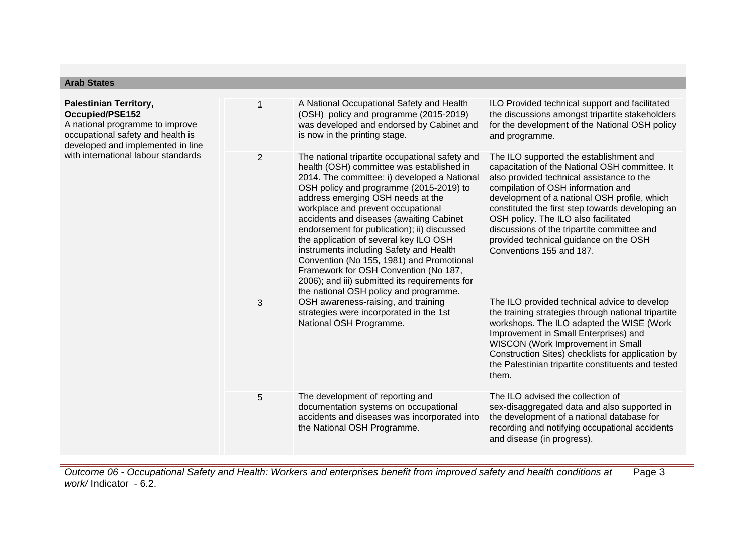## Arab States

| | | | |
|---|---|---|---|
| **Palestinian Territory, Occupied/PSE152** A national programme to improve occupational safety and health is developed and implemented in line with international labour standards | 1 | A National Occupational Safety and Health (OSH) policy and programme (2015-2019) was developed and endorsed by Cabinet and is now in the printing stage. | ILO Provided technical support and facilitated the discussions amongst tripartite stakeholders for the development of the National OSH policy and programme. |
| | 2 | The national tripartite occupational safety and health (OSH) committee was established in 2014. The committee: i) developed a National OSH policy and programme (2015-2019) to address emerging OSH needs at the workplace and prevent occupational accidents and diseases (awaiting Cabinet endorsement for publication); ii) discussed the application of several key ILO OSH instruments including Safety and Health Convention (No 155, 1981) and Promotional Framework for OSH Convention (No 187, 2006); and iii) submitted its requirements for the national OSH policy and programme. | The ILO supported the establishment and capacitation of the National OSH committee. It also provided technical assistance to the compilation of OSH information and development of a national OSH profile, which constituted the first step towards developing an OSH policy. The ILO also facilitated discussions of the tripartite committee and provided technical guidance on the OSH Conventions 155 and 187. |
| | 3 | OSH awareness-raising, and training strategies were incorporated in the 1st National OSH Programme. | The ILO provided technical advice to develop the training strategies through national tripartite workshops. The ILO adapted the WISE (Work Improvement in Small Enterprises) and WISCON (Work Improvement in Small Construction Sites) checklists for application by the Palestinian tripartite constituents and tested them. |
| | 5 | The development of reporting and documentation systems on occupational accidents and diseases was incorporated into the National OSH Programme. | The ILO advised the collection of sex-disaggregated data and also supported in the development of a national database for recording and notifying occupational accidents and disease (in progress). |

*Outcome 06 - Occupational Safety and Health: Workers and enterprises benefit from improved safety and health conditions at work/* Indicator - 6.2.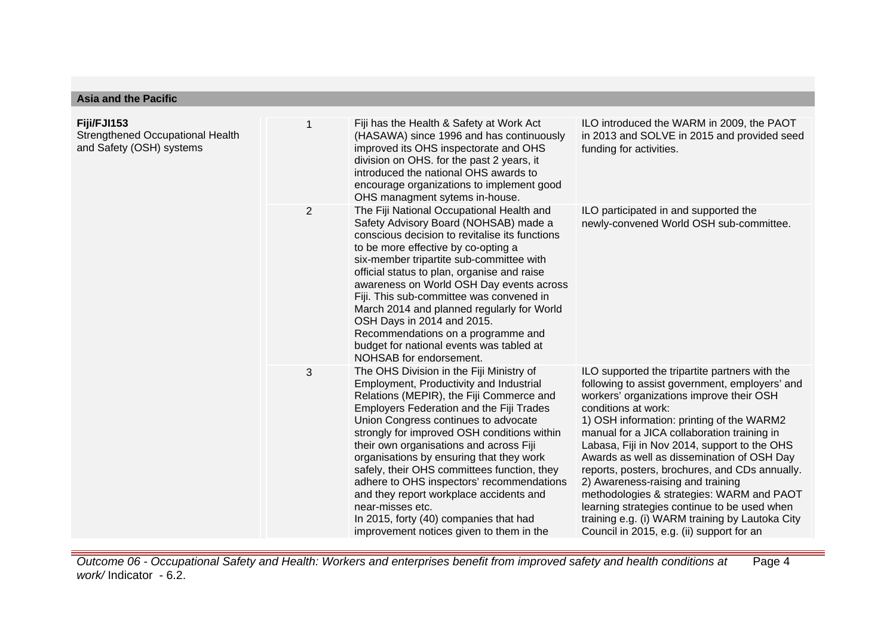## Asia and the Pacific

| | | | |
|---|---|---|---|
| **Fiji/FJI153**<br>Strengthened Occupational Health and Safety (OSH) systems | 1 | Fiji has the Health & Safety at Work Act (HASAWA) since 1996 and has continuously improved its OHS inspectorate and OHS division on OHS. for the past 2 years, it introduced the national OHS awards to encourage organizations to implement good OHS managment sytems in-house. | ILO introduced the WARM in 2009, the PAOT in 2013 and SOLVE in 2015 and provided seed funding for activities. |
| | 2 | The Fiji National Occupational Health and Safety Advisory Board (NOHSAB) made a conscious decision to revitalise its functions to be more effective by co-opting a six-member tripartite sub-committee with official status to plan, organise and raise awareness on World OSH Day events across Fiji. This sub-committee was convened in March 2014 and planned regularly for World OSH Days in 2014 and 2015. Recommendations on a programme and budget for national events was tabled at NOHSAB for endorsement. | ILO participated in and supported the newly-convened World OSH sub-committee. |
| | 3 | The OHS Division in the Fiji Ministry of Employment, Productivity and Industrial Relations (MEPIR), the Fiji Commerce and Employers Federation and the Fiji Trades Union Congress continues to advocate strongly for improved OSH conditions within their own organisations and across Fiji organisations by ensuring that they work safely, their OHS committees function, they adhere to OHS inspectors' recommendations and they report workplace accidents and near-misses etc.<br>In 2015, forty (40) companies that had improvement notices given to them in the | ILO supported the tripartite partners with the following to assist government, employers' and workers' organizations improve their OSH conditions at work:<br>1) OSH information: printing of the WARM2 manual for a JICA collaboration training in Labasa, Fiji in Nov 2014, support to the OHS Awards as well as dissemination of OSH Day reports, posters, brochures, and CDs annually.<br>2) Awareness-raising and training methodologies & strategies: WARM and PAOT learning strategies continue to be used when training e.g. (i) WARM training by Lautoka City Council in 2015, e.g. (ii) support for an |

*Outcome 06 - Occupational Safety and Health: Workers and enterprises benefit from improved safety and health conditions at work/* Indicator - 6.2.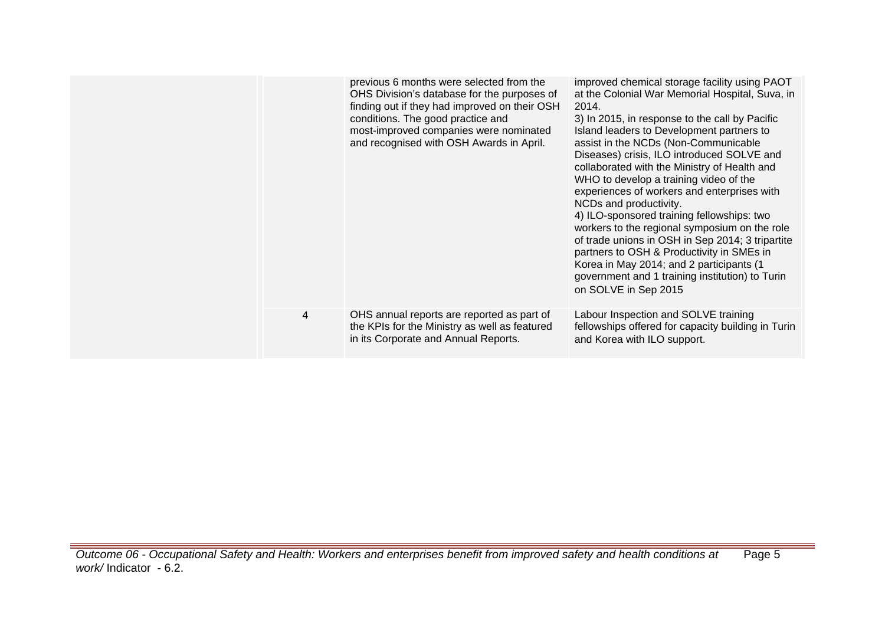| | | | |
|---|---|---|---|
| | | previous 6 months were selected from the OHS Division's database for the purposes of finding out if they had improved on their OSH conditions. The good practice and most-improved companies were nominated and recognised with OSH Awards in April. | improved chemical storage facility using PAOT at the Colonial War Memorial Hospital, Suva, in 2014.<br>3) In 2015, in response to the call by Pacific Island leaders to Development partners to assist in the NCDs (Non-Communicable Diseases) crisis, ILO introduced SOLVE and collaborated with the Ministry of Health and WHO to develop a training video of the experiences of workers and enterprises with NCDs and productivity.<br>4) ILO-sponsored training fellowships: two workers to the regional symposium on the role of trade unions in OSH in Sep 2014; 3 tripartite partners to OSH & Productivity in SMEs in Korea in May 2014; and 2 participants (1 government and 1 training institution) to Turin on SOLVE in Sep 2015 |
| | 4 | OHS annual reports are reported as part of the KPIs for the Ministry as well as featured in its Corporate and Annual Reports. | Labour Inspection and SOLVE training fellowships offered for capacity building in Turin and Korea with ILO support. |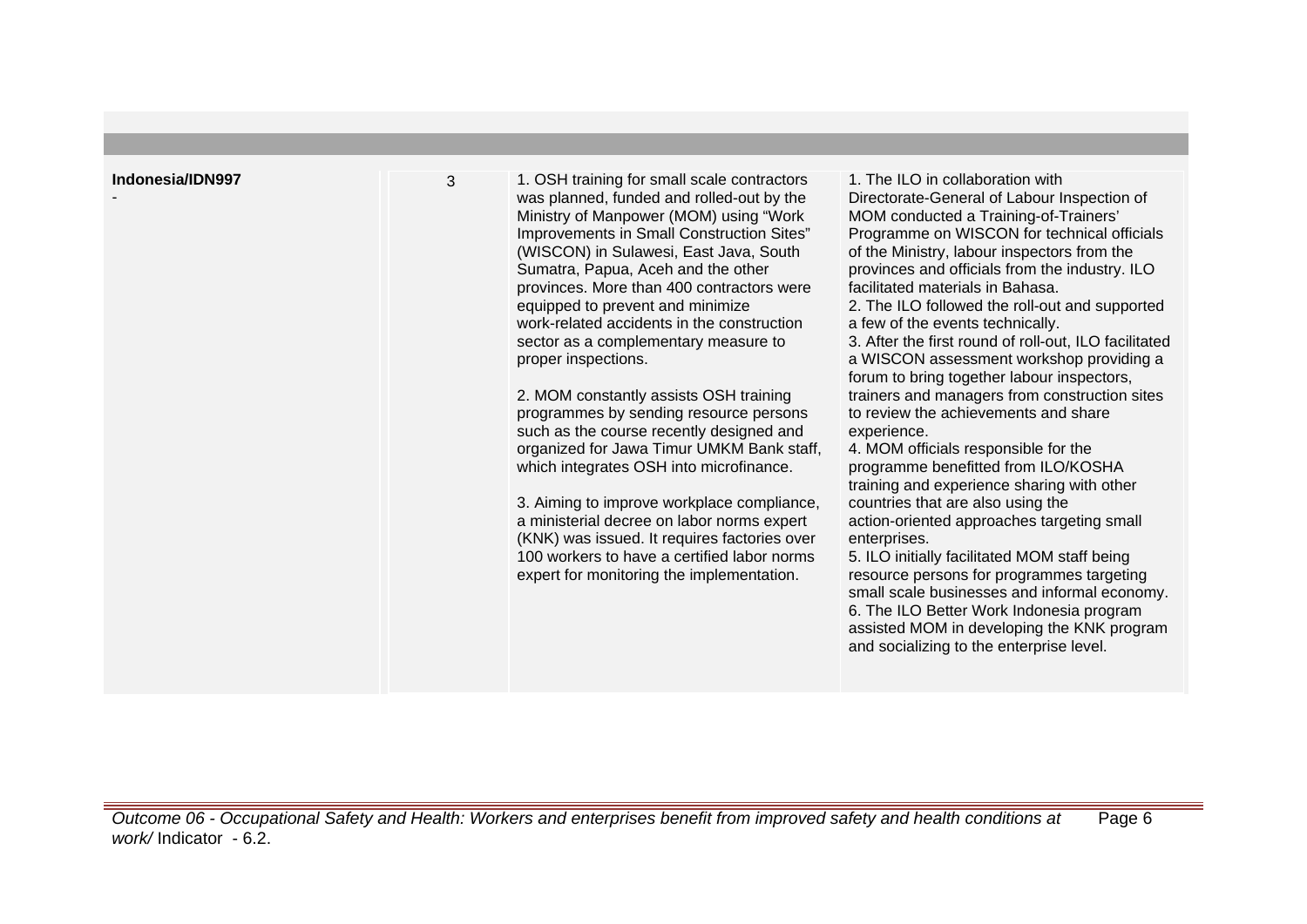| | | | |
|---|---|---|---|
| **Indonesia/IDN997**<br>- | 3 | 1. OSH training for small scale contractors was planned, funded and rolled-out by the Ministry of Manpower (MOM) using "Work Improvements in Small Construction Sites" (WISCON) in Sulawesi, East Java, South Sumatra, Papua, Aceh and the other provinces. More than 400 contractors were equipped to prevent and minimize work-related accidents in the construction sector as a complementary measure to proper inspections.<br><br>2. MOM constantly assists OSH training programmes by sending resource persons such as the course recently designed and organized for Jawa Timur UMKM Bank staff, which integrates OSH into microfinance.<br><br>3. Aiming to improve workplace compliance, a ministerial decree on labor norms expert (KNK) was issued. It requires factories over 100 workers to have a certified labor norms expert for monitoring the implementation. | 1. The ILO in collaboration with Directorate-General of Labour Inspection of MOM conducted a Training-of-Trainers' Programme on WISCON for technical officials of the Ministry, labour inspectors from the provinces and officials from the industry. ILO facilitated materials in Bahasa.<br>2. The ILO followed the roll-out and supported a few of the events technically.<br>3. After the first round of roll-out, ILO facilitated a WISCON assessment workshop providing a forum to bring together labour inspectors, trainers and managers from construction sites to review the achievements and share experience.<br>4. MOM officials responsible for the programme benefitted from ILO/KOSHA training and experience sharing with other countries that are also using the action-oriented approaches targeting small enterprises.<br>5. ILO initially facilitated MOM staff being resource persons for programmes targeting small scale businesses and informal economy.<br>6. The ILO Better Work Indonesia program assisted MOM in developing the KNK program and socializing to the enterprise level. |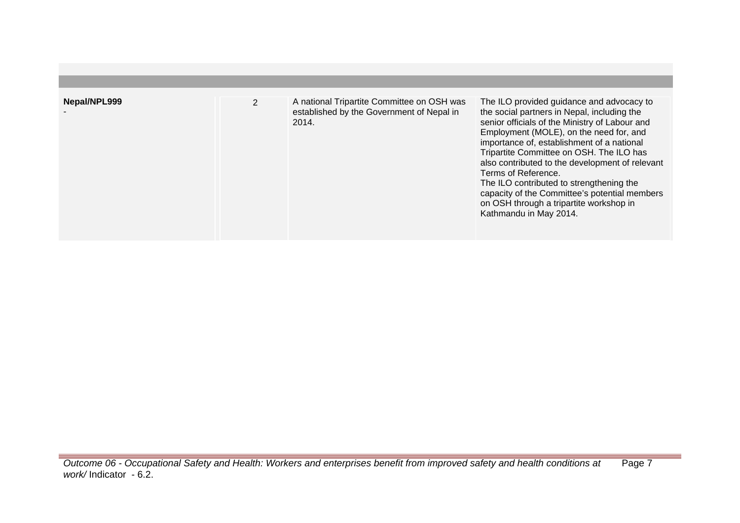| | | | |
|---|---|---|---|
| **Nepal/NPL999**<br>- | 2 | A national Tripartite Committee on OSH was established by the Government of Nepal in 2014. | The ILO provided guidance and advocacy to the social partners in Nepal, including the senior officials of the Ministry of Labour and Employment (MOLE), on the need for, and importance of, establishment of a national Tripartite Committee on OSH. The ILO has also contributed to the development of relevant Terms of Reference.<br>The ILO contributed to strengthening the capacity of the Committee's potential members on OSH through a tripartite workshop in Kathmandu in May 2014. |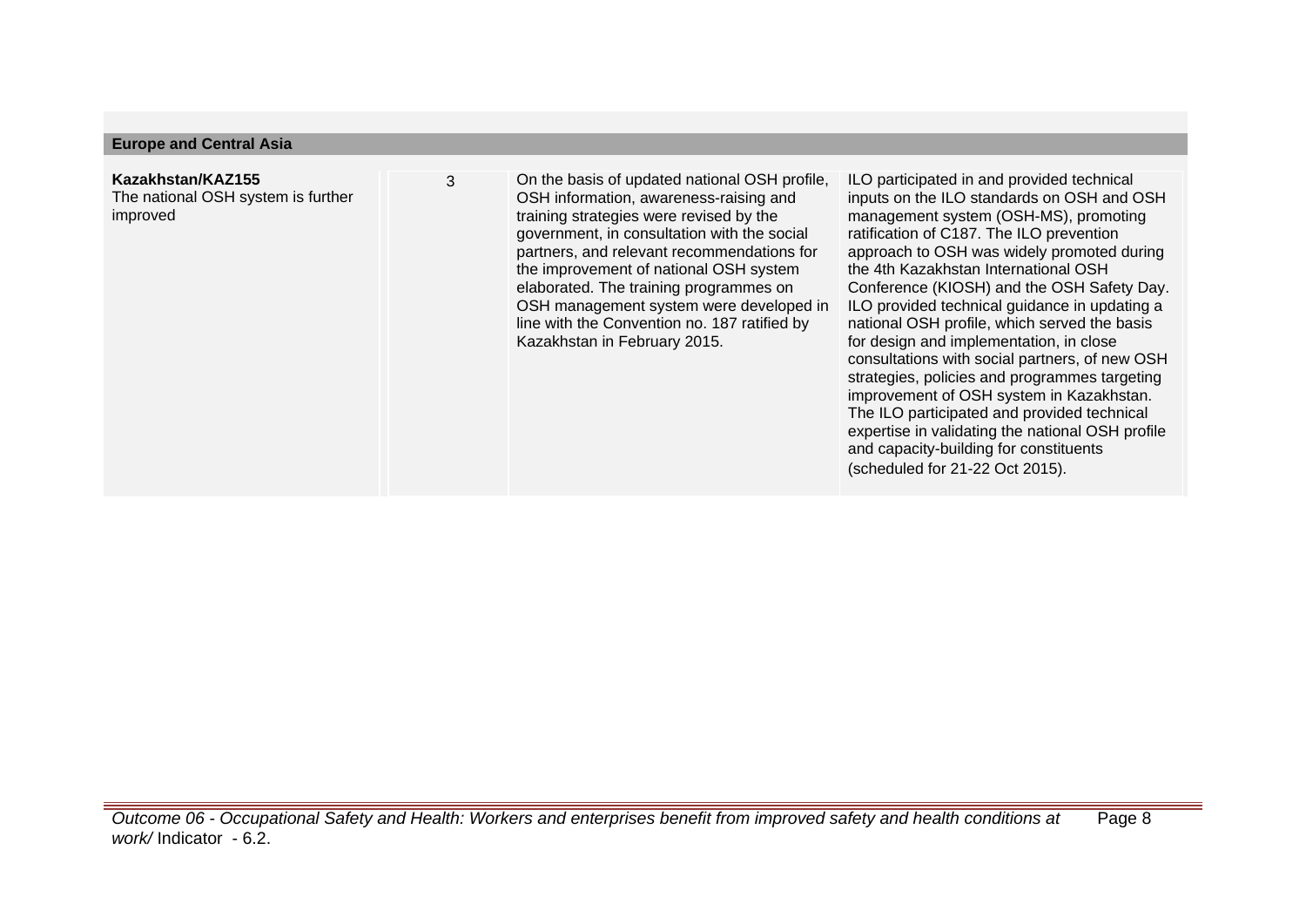## Europe and Central Asia

| | | | |
|---|---|---|---|
| **Kazakhstan/KAZ155**<br>The national OSH system is further improved | 3 | On the basis of updated national OSH profile, OSH information, awareness-raising and training strategies were revised by the government, in consultation with the social partners, and relevant recommendations for the improvement of national OSH system elaborated. The training programmes on OSH management system were developed in line with the Convention no. 187 ratified by Kazakhstan in February 2015. | ILO participated in and provided technical inputs on the ILO standards on OSH and OSH management system (OSH-MS), promoting ratification of C187. The ILO prevention approach to OSH was widely promoted during the 4th Kazakhstan International OSH Conference (KIOSH) and the OSH Safety Day. ILO provided technical guidance in updating a national OSH profile, which served the basis for design and implementation, in close consultations with social partners, of new OSH strategies, policies and programmes targeting improvement of OSH system in Kazakhstan. The ILO participated and provided technical expertise in validating the national OSH profile and capacity-building for constituents (scheduled for 21-22 Oct 2015). |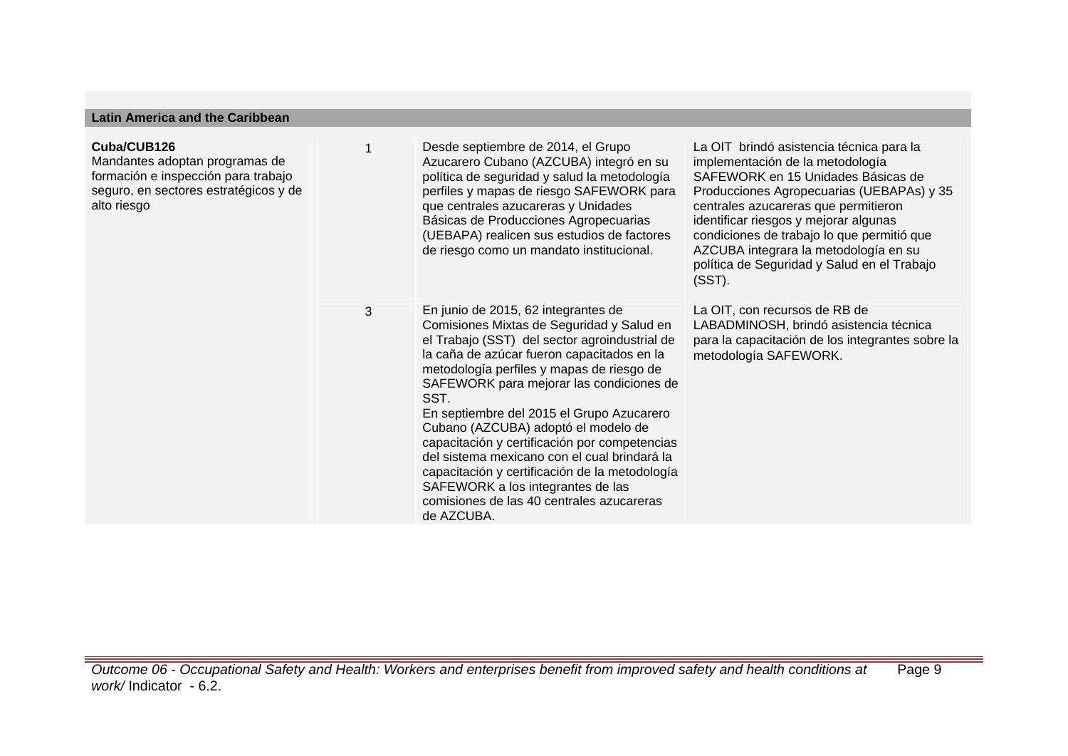## Latin America and the Caribbean

| | | | |
|---|---|---|---|
| **Cuba/CUB126**<br>Mandantes adoptan programas de formación e inspección para trabajo seguro, en sectores estratégicos y de alto riesgo | 1 | Desde septiembre de 2014, el Grupo Azucarero Cubano (AZCUBA) integró en su política de seguridad y salud la metodología perfiles y mapas de riesgo SAFEWORK para que centrales azucareras y Unidades Básicas de Producciones Agropecuarias (UEBAPA) realicen sus estudios de factores de riesgo como un mandato institucional. | La OIT brindó asistencia técnica para la implementación de la metodología SAFEWORK en 15 Unidades Básicas de Producciones Agropecuarias (UEBAPAs) y 35 centrales azucareras que permitieron identificar riesgos y mejorar algunas condiciones de trabajo lo que permitió que AZCUBA integrara la metodología en su política de Seguridad y Salud en el Trabajo (SST). |
| | 3 | En junio de 2015, 62 integrantes de Comisiones Mixtas de Seguridad y Salud en el Trabajo (SST) del sector agroindustrial de la caña de azúcar fueron capacitados en la metodología perfiles y mapas de riesgo de SAFEWORK para mejorar las condiciones de SST.<br>En septiembre del 2015 el Grupo Azucarero Cubano (AZCUBA) adoptó el modelo de capacitación y certificación por competencias del sistema mexicano con el cual brindará la capacitación y certificación de la metodología SAFEWORK a los integrantes de las comisiones de las 40 centrales azucareras de AZCUBA. | La OIT, con recursos de RB de LABADMINOSH, brindó asistencia técnica para la capacitación de los integrantes sobre la metodología SAFEWORK. |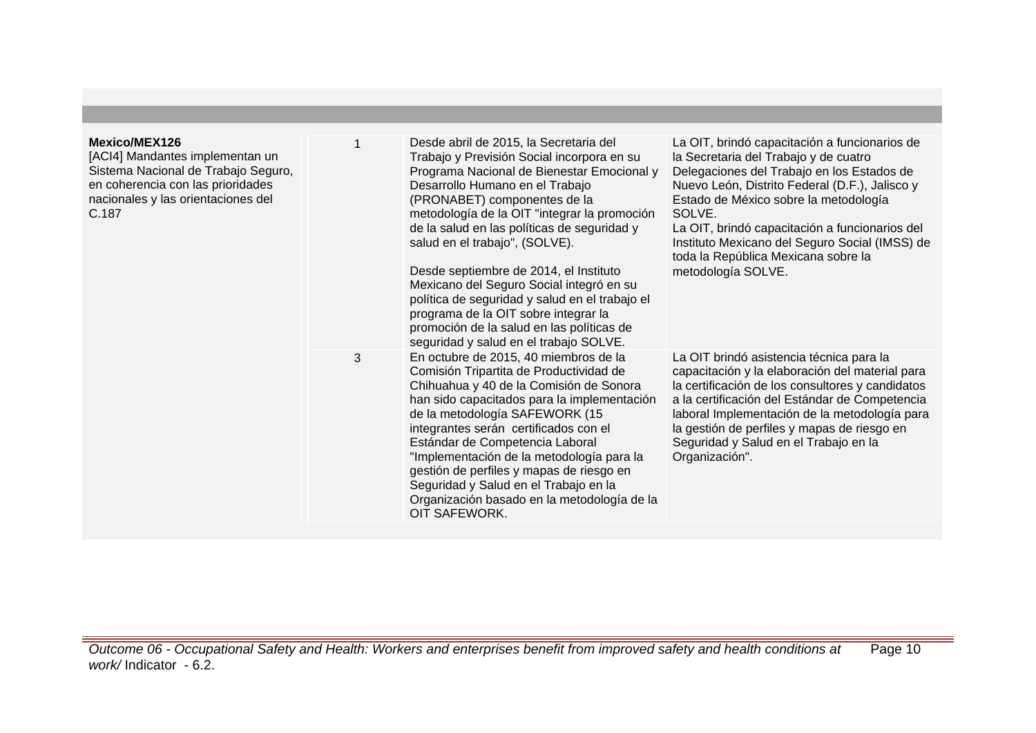| | | | |
|---|---|---|---|
| **Mexico/MEX126**<br>[ACI4] Mandantes implementan un Sistema Nacional de Trabajo Seguro, en coherencia con las prioridades nacionales y las orientaciones del C.187 | 1 | Desde abril de 2015, la Secretaria del Trabajo y Previsión Social incorpora en su Programa Nacional de Bienestar Emocional y Desarrollo Humano en el Trabajo (PRONABET) componentes de la metodología de la OIT "integrar la promoción de la salud en las políticas de seguridad y salud en el trabajo", (SOLVE).<br><br>Desde septiembre de 2014, el Instituto Mexicano del Seguro Social integró en su política de seguridad y salud en el trabajo el programa de la OIT sobre integrar la promoción de la salud en las políticas de seguridad y salud en el trabajo SOLVE. | La OIT, brindó capacitación a funcionarios de la Secretaria del Trabajo y de cuatro Delegaciones del Trabajo en los Estados de Nuevo León, Distrito Federal (D.F.), Jalisco y Estado de México sobre la metodología SOLVE.<br>La OIT, brindó capacitación a funcionarios del Instituto Mexicano del Seguro Social (IMSS) de toda la República Mexicana sobre la metodología SOLVE. |
| | 3 | En octubre de 2015, 40 miembros de la Comisión Tripartita de Productividad de Chihuahua y 40 de la Comisión de Sonora han sido capacitados para la implementación de la metodología SAFEWORK (15 integrantes serán certificados con el Estándar de Competencia Laboral "Implementación de la metodología para la gestión de perfiles y mapas de riesgo en Seguridad y Salud en el Trabajo en la Organización basado en la metodología de la OIT SAFEWORK. | La OIT brindó asistencia técnica para la capacitación y la elaboración del material para la certificación de los consultores y candidatos a la certificación del Estándar de Competencia laboral Implementación de la metodología para la gestión de perfiles y mapas de riesgo en Seguridad y Salud en el Trabajo en la Organización". |